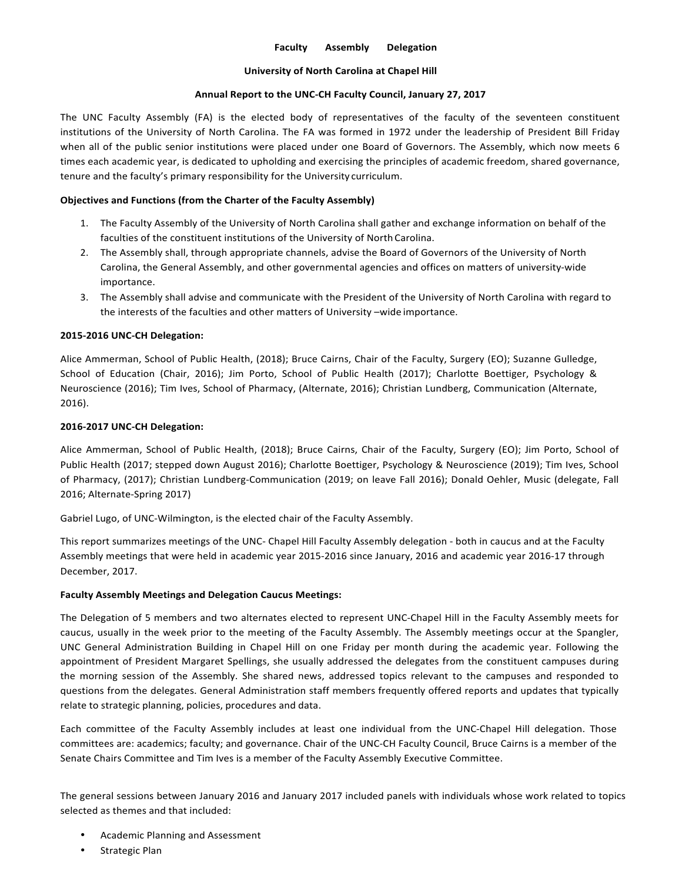**Faculty Assembly Delegation**

**University of North Carolina at Chapel Hill**

**Annual Report to the UNC-CH Faculty Council, January 27, 2017**

The UNC Faculty Assembly (FA) is the elected body of representatives of the faculty of the seventeen constituent institutions of the University of North Carolina. The FA was formed in 1972 under the leadership of President Bill Friday when all of the public senior institutions were placed under one Board of Governors. The Assembly, which now meets 6 times each academic year, is dedicated to upholding and exercising the principles of academic freedom, shared governance, tenure and the faculty's primary responsibility for the University curriculum.

**Objectives and Functions (from the Charter of the Faculty Assembly)**

1. The Faculty Assembly of the University of North Carolina shall gather and exchange information on behalf of the faculties of the constituent institutions of the University of North Carolina.
2. The Assembly shall, through appropriate channels, advise the Board of Governors of the University of North Carolina, the General Assembly, and other governmental agencies and offices on matters of university-wide importance.
3. The Assembly shall advise and communicate with the President of the University of North Carolina with regard to the interests of the faculties and other matters of University –wide importance.

**2015-2016 UNC-CH Delegation:**

Alice Ammerman, School of Public Health, (2018); Bruce Cairns, Chair of the Faculty, Surgery (EO); Suzanne Gulledge, School of Education (Chair, 2016); Jim Porto, School of Public Health (2017); Charlotte Boettiger, Psychology & Neuroscience (2016); Tim Ives, School of Pharmacy, (Alternate, 2016); Christian Lundberg, Communication (Alternate, 2016).

**2016-2017 UNC-CH Delegation:**

Alice Ammerman, School of Public Health, (2018); Bruce Cairns, Chair of the Faculty, Surgery (EO); Jim Porto, School of Public Health (2017; stepped down August 2016); Charlotte Boettiger, Psychology & Neuroscience (2019); Tim Ives, School of Pharmacy, (2017); Christian Lundberg-Communication (2019; on leave Fall 2016); Donald Oehler, Music (delegate, Fall 2016; Alternate-Spring 2017)

Gabriel Lugo, of UNC-Wilmington, is the elected chair of the Faculty Assembly.

This report summarizes meetings of the UNC- Chapel Hill Faculty Assembly delegation - both in caucus and at the Faculty Assembly meetings that were held in academic year 2015-2016 since January, 2016 and academic year 2016-17 through December, 2017.

**Faculty Assembly Meetings and Delegation Caucus Meetings:**

The Delegation of 5 members and two alternates elected to represent UNC-Chapel Hill in the Faculty Assembly meets for caucus, usually in the week prior to the meeting of the Faculty Assembly. The Assembly meetings occur at the Spangler, UNC General Administration Building in Chapel Hill on one Friday per month during the academic year. Following the appointment of President Margaret Spellings, she usually addressed the delegates from the constituent campuses during the morning session of the Assembly. She shared news, addressed topics relevant to the campuses and responded to questions from the delegates. General Administration staff members frequently offered reports and updates that typically relate to strategic planning, policies, procedures and data.

Each committee of the Faculty Assembly includes at least one individual from the UNC-Chapel Hill delegation. Those committees are: academics; faculty; and governance. Chair of the UNC-CH Faculty Council, Bruce Cairns is a member of the Senate Chairs Committee and Tim Ives is a member of the Faculty Assembly Executive Committee.

The general sessions between January 2016 and January 2017 included panels with individuals whose work related to topics selected as themes and that included:

- Academic Planning and Assessment
- Strategic Plan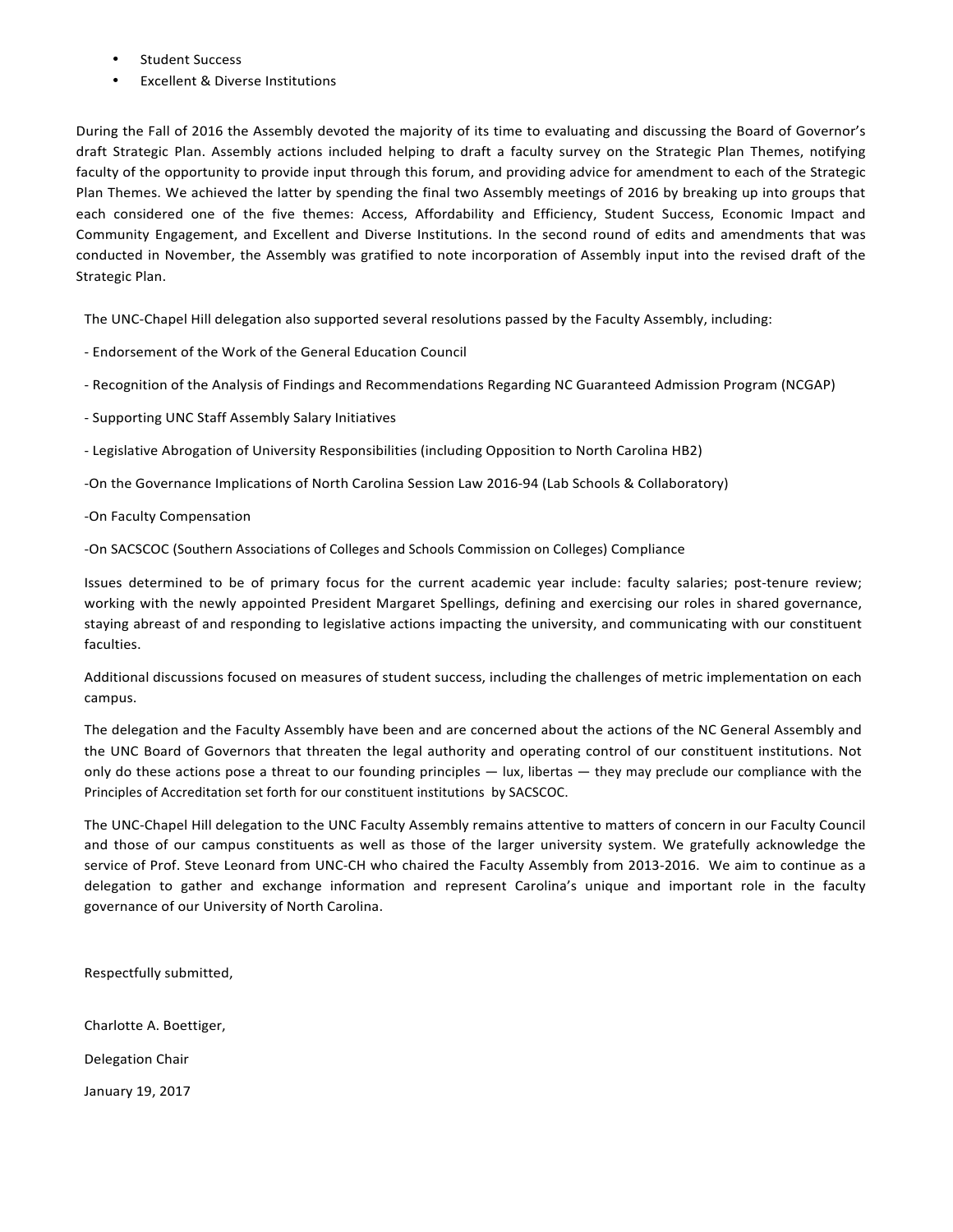- Student Success
- Excellent & Diverse Institutions

During the Fall of 2016 the Assembly devoted the majority of its time to evaluating and discussing the Board of Governor's draft Strategic Plan. Assembly actions included helping to draft a faculty survey on the Strategic Plan Themes, notifying faculty of the opportunity to provide input through this forum, and providing advice for amendment to each of the Strategic Plan Themes. We achieved the latter by spending the final two Assembly meetings of 2016 by breaking up into groups that each considered one of the five themes: Access, Affordability and Efficiency, Student Success, Economic Impact and Community Engagement, and Excellent and Diverse Institutions. In the second round of edits and amendments that was conducted in November, the Assembly was gratified to note incorporation of Assembly input into the revised draft of the Strategic Plan.

The UNC-Chapel Hill delegation also supported several resolutions passed by the Faculty Assembly, including:

- Endorsement of the Work of the General Education Council
- Recognition of the Analysis of Findings and Recommendations Regarding NC Guaranteed Admission Program (NCGAP)
- Supporting UNC Staff Assembly Salary Initiatives
- Legislative Abrogation of University Responsibilities (including Opposition to North Carolina HB2)
- On the Governance Implications of North Carolina Session Law 2016-94 (Lab Schools & Collaboratory)
- On Faculty Compensation
- On SACSCOC (Southern Associations of Colleges and Schools Commission on Colleges) Compliance

Issues determined to be of primary focus for the current academic year include: faculty salaries; post-tenure review; working with the newly appointed President Margaret Spellings, defining and exercising our roles in shared governance, staying abreast of and responding to legislative actions impacting the university, and communicating with our constituent faculties.

Additional discussions focused on measures of student success, including the challenges of metric implementation on each campus.

The delegation and the Faculty Assembly have been and are concerned about the actions of the NC General Assembly and the UNC Board of Governors that threaten the legal authority and operating control of our constituent institutions. Not only do these actions pose a threat to our founding principles — lux, libertas — they may preclude our compliance with the Principles of Accreditation set forth for our constituent institutions by SACSCOC.

The UNC-Chapel Hill delegation to the UNC Faculty Assembly remains attentive to matters of concern in our Faculty Council and those of our campus constituents as well as those of the larger university system. We gratefully acknowledge the service of Prof. Steve Leonard from UNC-CH who chaired the Faculty Assembly from 2013-2016. We aim to continue as a delegation to gather and exchange information and represent Carolina's unique and important role in the faculty governance of our University of North Carolina.

Respectfully submitted,

Charlotte A. Boettiger,

Delegation Chair

January 19, 2017